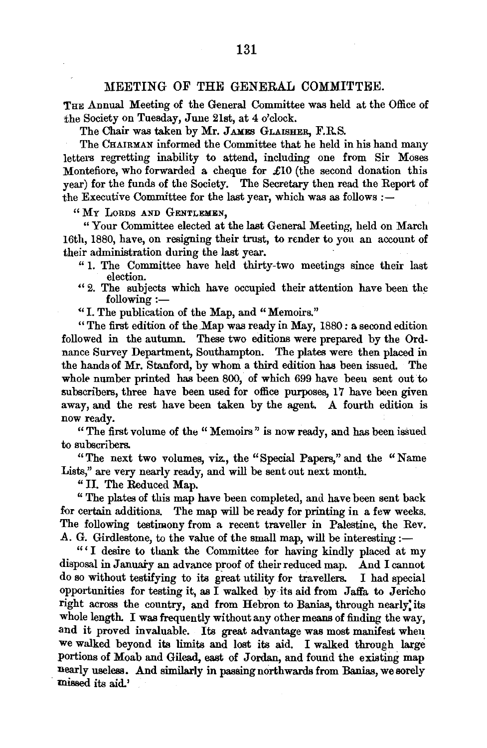## MEETING OF THE GENERAL COMMITTEE.

THE Annual Meeting of the General Committee was held at the Office of the Society on Tuesday, June 21st, at 4 o'clock.

The Chair was taken by Mr. JAMES GLAISHER, F.R.S.

The CHAIRMAN informed the Committee that he held in his hand many letters regretting inability to attend, including one from Sir Moses Montefiore, who forwarded a cheque for £10 (the second donation this year) for the funds of the Society. The Secretary then read the Report of the Executive Committee for the last year, which was as follows :—

"MY LORDS AND GENTLEMEN,

"Your Committee elected at the last General Meeting, held on March 16th, 1880, have, on resigning their trust, to render to you an account of their administration during the last year.

"1. The Committee have held thirty-two meetings since their last election.

"2. The subjects which have occupied their attention have been the following :—

"I. The publication of the Map, and "Memoirs."

"The first edition of the Map was ready in May, 1880: a second edition followed in the autumn. These two editions were prepared by the Ordnance Survey Department, Southampton. The plates were then placed in the hands of Mr. Stanford, by whom a third edition has been issued. The whole number printed has been 800, of which 699 have been sent out to subscribers, three have been used for office purposes, 17 have been given away, and the rest have been taken by the agent. A fourth edition is now ready.

"The first volume of the "Memoirs" is now ready, and has been issued to subscribers.

"The next two volumes, viz., the "Special Papers," and the "Name Lists," are very nearly ready, and will be sent out next month.

"II. The Reduced Map.

"The plates of this map have been completed, and have been sent back for certain additions. The map will be ready for printing in a few weeks. The following testimony from a recent traveller in Palestine, the Rev. A. G. Girdlestone, to the value of the small map, will be interesting :—

"'I desire to thank the Committee for having kindly placed at my disposal in January an advance proof of their reduced map. And I cannot do so without testifying to its great utility for travellers. I had special opportunities for testing it, as I walked by its aid from Jaffa to Jericho right across the country, and from Hebron to Banias, through nearly its whole length. I was frequently without any other means of finding the way, and it proved invaluable. Its great advantage was most manifest when we walked beyond its limits and lost its aid. I walked through large portions of Moab and Gilead, east of Jordan, and found the existing map nearly useless. And similarly in passing northwards from Banias, we sorely missed its aid.'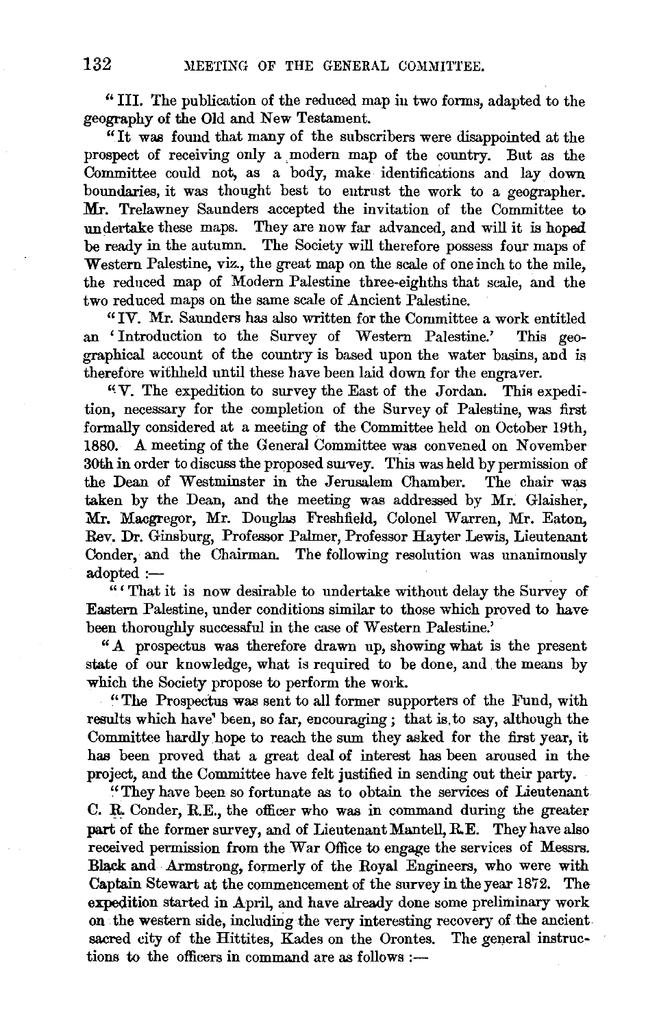"III. The publication of the reduced map in two forms, adapted to the geography of the Old and New Testament.

"It was found that many of the subscribers were disappointed at the prospect of receiving only a modern map of the country. But as the Committee could not, as a body, make identifications and lay down boundaries, it was thought best to entrust the work to a geographer. Mr. Trelawney Saunders accepted the invitation of the Committee to undertake these maps. They are now far advanced, and will it is hoped be ready in the autumn. The Society will therefore possess four maps of Western Palestine, viz., the great map on the scale of one inch to the mile, the reduced map of Modern Palestine three-eighths that scale, and the two reduced maps on the same scale of Ancient Palestine.

"IV. Mr. Saunders has also written for the Committee a work entitled an 'Introduction to the Survey of Western Palestine.' This geographical account of the country is based upon the water basins, and is therefore withheld until these have been laid down for the engraver.

"V. The expedition to survey the East of the Jordan. This expedition, necessary for the completion of the Survey of Palestine, was first formally considered at a meeting of the Committee held on October 19th, 1880. A meeting of the General Committee was convened on November 30th in order to discuss the proposed survey. This was held by permission of the Dean of Westminster in the Jerusalem Chamber. The chair was taken by the Dean, and the meeting was addressed by Mr. Glaisher, Mr. Macgregor, Mr. Douglas Freshfield, Colonel Warren, Mr. Eaton, Rev. Dr. Ginsburg, Professor Palmer, Professor Hayter Lewis, Lieutenant Conder, and the Chairman. The following resolution was unanimously adopted :—

"'That it is now desirable to undertake without delay the Survey of Eastern Palestine, under conditions similar to those which proved to have been thoroughly successful in the case of Western Palestine.'

"A prospectus was therefore drawn up, showing what is the present state of our knowledge, what is required to be done, and the means by which the Society propose to perform the work.

"The Prospectus was sent to all former supporters of the Fund, with results which have been, so far, encouraging; that is, to say, although the Committee hardly hope to reach the sum they asked for the first year, it has been proved that a great deal of interest has been aroused in the project, and the Committee have felt justified in sending out their party.

"They have been so fortunate as to obtain the services of Lieutenant C. R. Conder, R.E., the officer who was in command during the greater part of the former survey, and of Lieutenant Mantell, R.E. They have also received permission from the War Office to engage the services of Messrs. Black and Armstrong, formerly of the Royal Engineers, who were with Captain Stewart at the commencement of the survey in the year 1872. The expedition started in April, and have already done some preliminary work on the western side, including the very interesting recovery of the ancient sacred city of the Hittites, Kades on the Orontes. The general instructions to the officers in command are as follows :—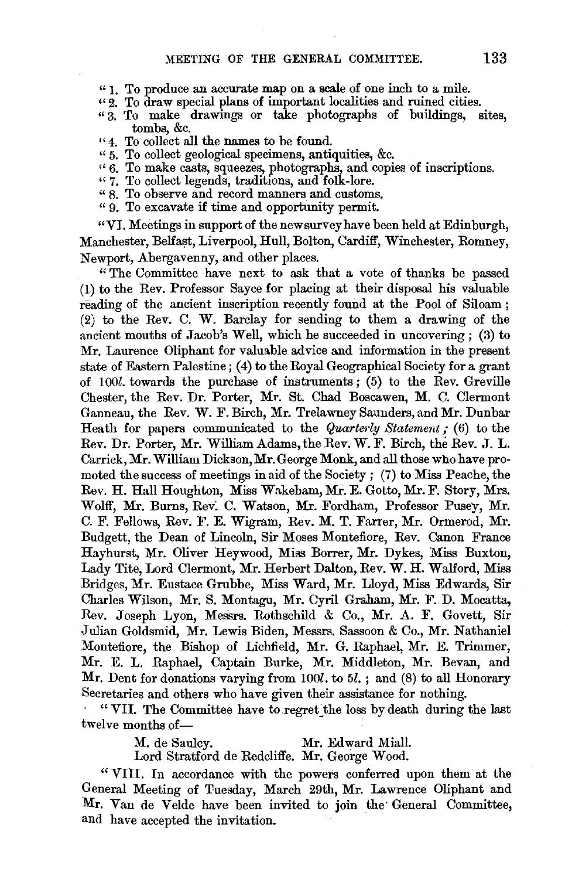"1. To produce an accurate map on a scale of one inch to a mile.
"2. To draw special plans of important localities and ruined cities.
"3. To make drawings or take photographs of buildings, sites, tombs, &c.
"4. To collect all the names to be found.
"5. To collect geological specimens, antiquities, &c.
"6. To make casts, squeezes, photographs, and copies of inscriptions.
"7. To collect legends, traditions, and folk-lore.
"8. To observe and record manners and customs.
"9. To excavate if time and opportunity permit.

"VI. Meetings in support of the new survey have been held at Edinburgh, Manchester, Belfast, Liverpool, Hull, Bolton, Cardiff, Winchester, Romney, Newport, Abergavenny, and other places.

"The Committee have next to ask that a vote of thanks be passed (1) to the Rev. Professor Sayce for placing at their disposal his valuable reading of the ancient inscription recently found at the Pool of Siloam; (2) to the Rev. C. W. Barclay for sending to them a drawing of the ancient mouths of Jacob's Well, which he succeeded in uncovering; (3) to Mr. Laurence Oliphant for valuable advice and information in the present state of Eastern Palestine; (4) to the Royal Geographical Society for a grant of 100*l.* towards the purchase of instruments; (5) to the Rev. Greville Chester, the Rev. Dr. Porter, Mr. St. Chad Boscawen, M. C. Clermont Ganneau, the Rev. W. F. Birch, Mr. Trelawney Saunders, and Mr. Dunbar Heath for papers communicated to the *Quarterly Statement*; (6) to the Rev. Dr. Porter, Mr. William Adams, the Rev. W. F. Birch, the Rev. J. L. Carrick, Mr. William Dickson, Mr. George Monk, and all those who have promoted the success of meetings in aid of the Society; (7) to Miss Peache, the Rev. H. Hall Houghton, Miss Wakeham, Mr. E. Gotto, Mr. F. Story, Mrs. Wolff, Mr. Burns, Rev. C. Watson, Mr. Fordham, Professor Pusey, Mr. C. F. Fellows, Rev. F. E. Wigram, Rev. M. T. Farrer, Mr. Ormerod, Mr. Budgett, the Dean of Lincoln, Sir Moses Montefiore, Rev. Canon France Hayhurst, Mr. Oliver Heywood, Miss Borrer, Mr. Dykes, Miss Buxton, Lady Tite, Lord Clermont, Mr. Herbert Dalton, Rev. W. H. Walford, Miss Bridges, Mr. Eustace Grubbe, Miss Ward, Mr. Lloyd, Miss Edwards, Sir Charles Wilson, Mr. S. Montagu, Mr. Cyril Graham, Mr. F. D. Mocatta, Rev. Joseph Lyon, Messrs. Rothschild & Co., Mr. A. F. Govett, Sir Julian Goldsmid, Mr. Lewis Biden, Messrs. Sassoon & Co., Mr. Nathaniel Montefiore, the Bishop of Lichfield, Mr. G. Raphael, Mr. E. Trimmer, Mr. E. L. Raphael, Captain Burke, Mr. Middleton, Mr. Bevan, and Mr. Dent for donations varying from 100*l.* to 5*l.*; and (8) to all Honorary Secretaries and others who have given their assistance for nothing.

"VII. The Committee have to regret the loss by death during the last twelve months of—

| | |
|---|---|
| M. de Saulcy. | Mr. Edward Miall. |
| Lord Stratford de Redcliffe. | Mr. George Wood. |

"VIII. In accordance with the powers conferred upon them at the General Meeting of Tuesday, March 29th, Mr. Lawrence Oliphant and Mr. Van de Velde have been invited to join the General Committee, and have accepted the invitation.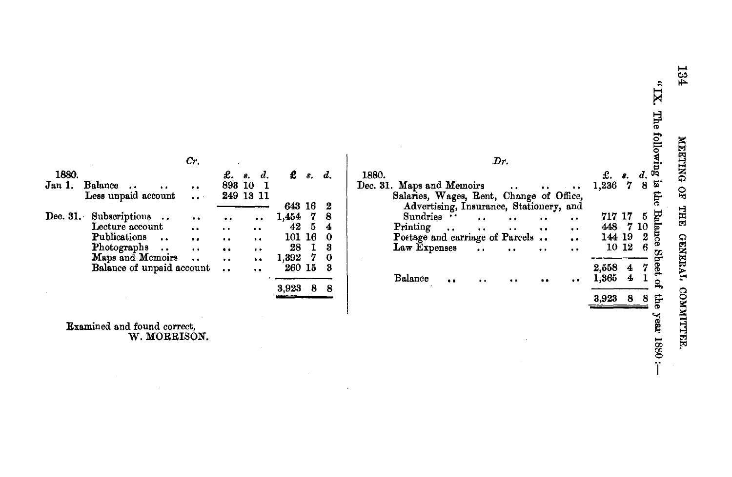"IX. The following is the Balance Sheet of the year 1880:—

*Cr.*

| 1880. | | £. s. d. | £ s. d. |
|---|---|---|---|
| Jan 1. | Balance .. .. .. | 893 10 1 | |
| | Less unpaid account .. | 249 13 11 | |
| | | | 643 16 2 |
| Dec. 31. | Subscriptions .. .. | .. .. | 1,454 7 8 |
| | Lecture account .. | .. .. | 42 5 4 |
| | Publications .. .. | .. .. | 101 16 0 |
| | Photographs .. .. | .. .. | 28 1 3 |
| | Maps and Memoirs .. | .. .. | 1,392 7 0 |
| | Balance of unpaid account .. | .. | 260 15 3 |
| | | | 3,923 8 8 |

*Dr.*

| 1880. | | £. s. d. |
|---|---|---|
| Dec. 31. | Maps and Memoirs .. .. .. | 1,236 7 8 |
| | Salaries, Wages, Rent, Change of Office, Advertising, Insurance, Stationery, and Sundries .. .. .. .. .. | 717 17 5 |
| | Printing .. .. .. .. .. | 448 7 10 |
| | Postage and carriage of Parcels .. .. | 144 19 2 |
| | Law Expenses .. .. .. .. | 10 12 6 |
| | | 2,558 4 7 |
| | Balance .. .. .. .. .. | 1,365 4 1 |
| | | 3,923 8 8 |

Examined and found correct,
W. MORRISON.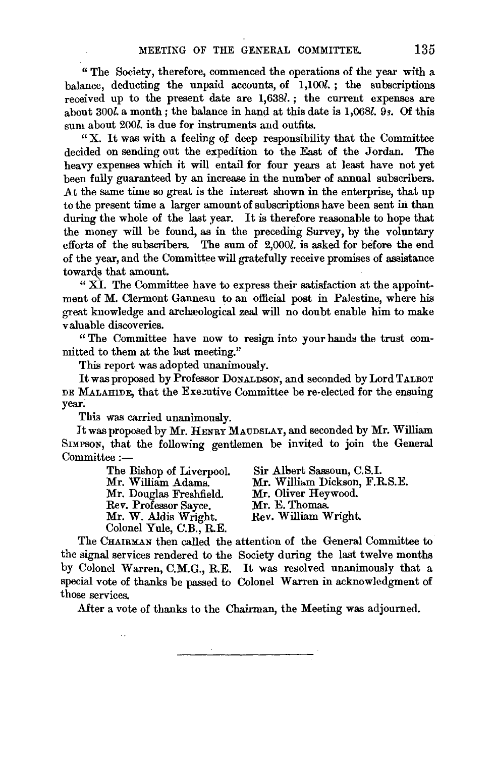"The Society, therefore, commenced the operations of the year with a balance, deducting the unpaid accounts, of 1,100*l.*; the subscriptions received up to the present date are 1,638*l.*; the current expenses are about 300*l.* a month; the balance in hand at this date is 1,068*l.* 9*s.* Of this sum about 200*l.* is due for instruments and outfits.

"X. It was with a feeling of deep responsibility that the Committee decided on sending out the expedition to the East of the Jordan. The heavy expenses which it will entail for four years at least have not yet been fully guaranteed by an increase in the number of annual subscribers. At the same time so great is the interest shown in the enterprise, that up to the present time a larger amount of subscriptions have been sent in than during the whole of the last year. It is therefore reasonable to hope that the money will be found, as in the preceding Survey, by the voluntary efforts of the subscribers. The sum of 2,000*l.* is asked for before the end of the year, and the Committee will gratefully receive promises of assistance towards that amount.

"XI. The Committee have to express their satisfaction at the appointment of M. Clermont Ganneau to an official post in Palestine, where his great knowledge and archæological zeal will no doubt enable him to make valuable discoveries.

"The Committee have now to resign into your hands the trust committed to them at the last meeting."

This report was adopted unanimously.

It was proposed by Professor DONALDSON, and seconded by Lord TALBOT DE MALAHIDE, that the Executive Committee be re-elected for the ensuing year.

This was carried unanimously.

It was proposed by Mr. HENRY MAUDSLAY, and seconded by Mr. William SIMPSON, that the following gentlemen be invited to join the General Committee:—

The Bishop of Liverpool.
Mr. William Adams.
Mr. Douglas Freshfield.
Rev. Professor Sayce.
Mr. W. Aldis Wright.
Colonel Yule, C.B., R.E.
Sir Albert Sassoun, C.S.I.
Mr. William Dickson, F.R.S.E.
Mr. Oliver Heywood.
Mr. E. Thomas.
Rev. William Wright.

The CHAIRMAN then called the attention of the General Committee to the signal services rendered to the Society during the last twelve months by Colonel Warren, C.M.G., R.E. It was resolved unanimously that a special vote of thanks be passed to Colonel Warren in acknowledgment of those services.

After a vote of thanks to the Chairman, the Meeting was adjourned.